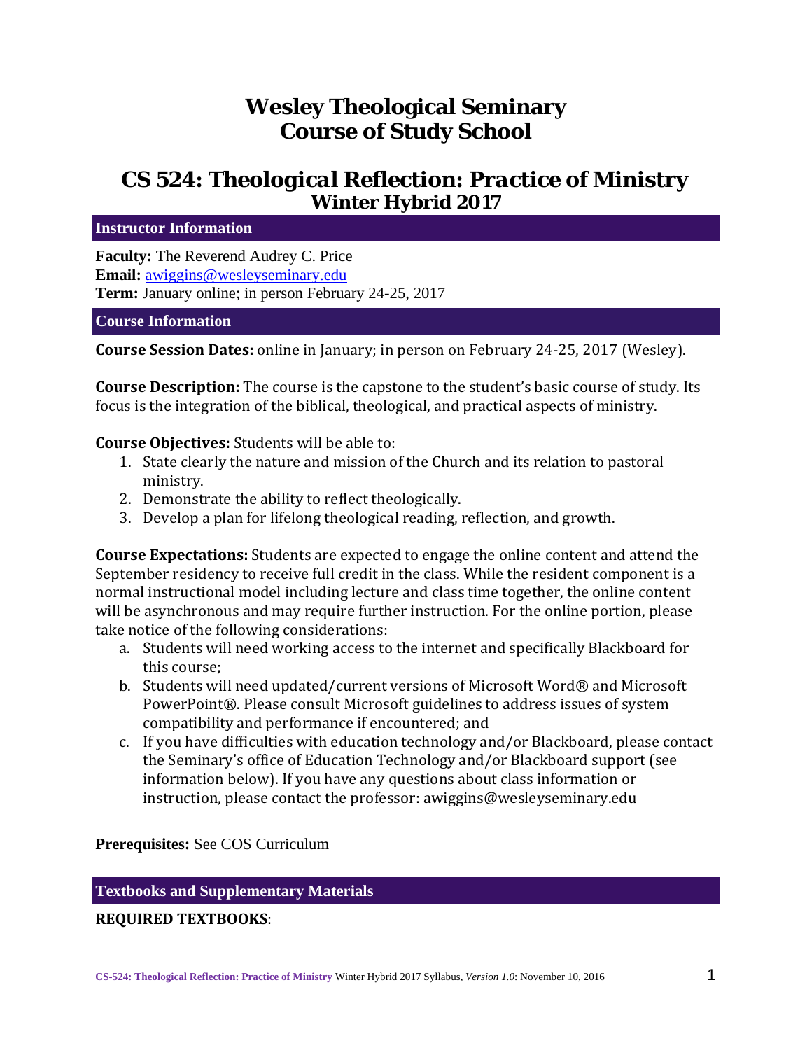# Wesley Theological Seminary
# Course of Study School

## CS 524: Theological Reflection: Practice of Ministry
### Winter Hybrid 2017

## Instructor Information

**Faculty:** The Reverend Audrey C. Price
**Email:** awiggins@wesleyseminary.edu
**Term:** January online; in person February 24-25, 2017

## Course Information

**Course Session Dates:** online in January; in person on February 24-25, 2017 (Wesley).

**Course Description:** The course is the capstone to the student's basic course of study. Its focus is the integration of the biblical, theological, and practical aspects of ministry.

**Course Objectives:** Students will be able to:

1. State clearly the nature and mission of the Church and its relation to pastoral ministry.
2. Demonstrate the ability to reflect theologically.
3. Develop a plan for lifelong theological reading, reflection, and growth.

**Course Expectations:** Students are expected to engage the online content and attend the September residency to receive full credit in the class. While the resident component is a normal instructional model including lecture and class time together, the online content will be asynchronous and may require further instruction. For the online portion, please take notice of the following considerations:

a. Students will need working access to the internet and specifically Blackboard for this course;
b. Students will need updated/current versions of Microsoft Word® and Microsoft PowerPoint®. Please consult Microsoft guidelines to address issues of system compatibility and performance if encountered; and
c. If you have difficulties with education technology and/or Blackboard, please contact the Seminary's office of Education Technology and/or Blackboard support (see information below). If you have any questions about class information or instruction, please contact the professor: awiggins@wesleyseminary.edu

**Prerequisites:** See COS Curriculum

## Textbooks and Supplementary Materials

**REQUIRED TEXTBOOKS**: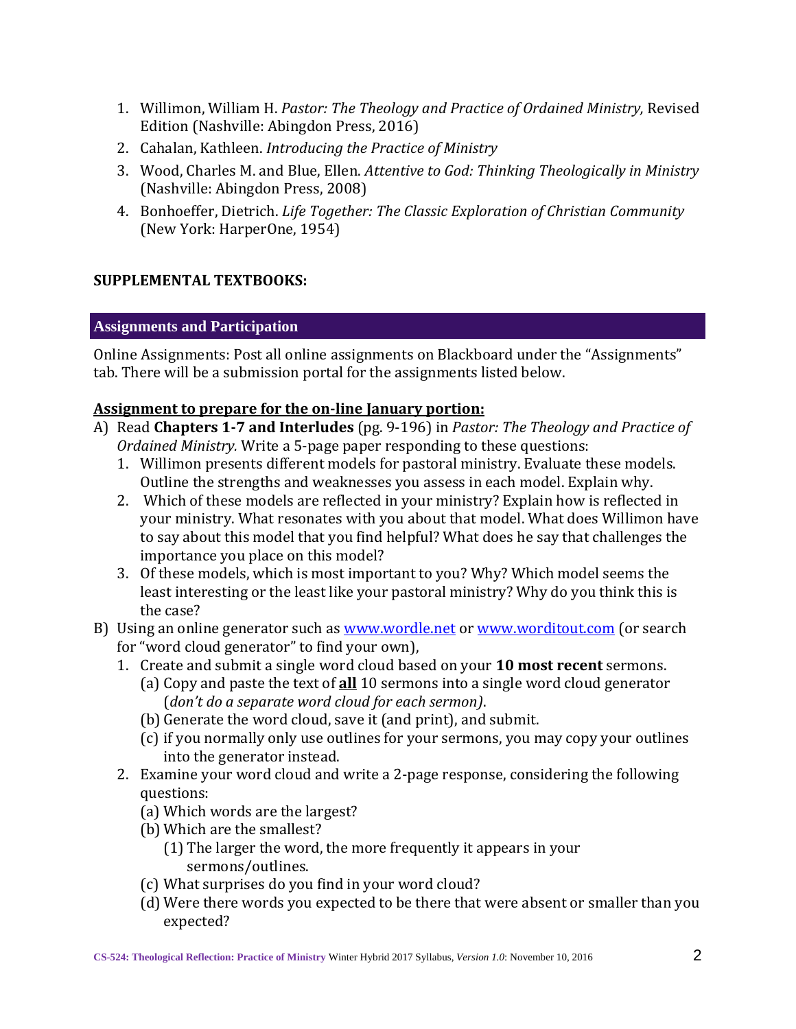1. Willimon, William H. *Pastor: The Theology and Practice of Ordained Ministry,* Revised Edition (Nashville: Abingdon Press, 2016)
2. Cahalan, Kathleen. *Introducing the Practice of Ministry*
3. Wood, Charles M. and Blue, Ellen. *Attentive to God: Thinking Theologically in Ministry* (Nashville: Abingdon Press, 2008)
4. Bonhoeffer, Dietrich. *Life Together: The Classic Exploration of Christian Community* (New York: HarperOne, 1954)

**SUPPLEMENTAL TEXTBOOKS:**

## Assignments and Participation

Online Assignments: Post all online assignments on Blackboard under the "Assignments" tab. There will be a submission portal for the assignments listed below.

**Assignment to prepare for the on-line January portion:**

A) Read **Chapters 1-7 and Interludes** (pg. 9-196) in *Pastor: The Theology and Practice of Ordained Ministry.* Write a 5-page paper responding to these questions:
   1. Willimon presents different models for pastoral ministry. Evaluate these models. Outline the strengths and weaknesses you assess in each model. Explain why.
   2. Which of these models are reflected in your ministry? Explain how is reflected in your ministry. What resonates with you about that model. What does Willimon have to say about this model that you find helpful? What does he say that challenges the importance you place on this model?
   3. Of these models, which is most important to you? Why? Which model seems the least interesting or the least like your pastoral ministry? Why do you think this is the case?

B) Using an online generator such as www.wordle.net or www.worditout.com (or search for "word cloud generator" to find your own),
   1. Create and submit a single word cloud based on your **10 most recent** sermons.
      (a) Copy and paste the text of **all** 10 sermons into a single word cloud generator (*don't do a separate word cloud for each sermon)*.
      (b) Generate the word cloud, save it (and print), and submit.
      (c) if you normally only use outlines for your sermons, you may copy your outlines into the generator instead.
   2. Examine your word cloud and write a 2-page response, considering the following questions:
      (a) Which words are the largest?
      (b) Which are the smallest?
         (1) The larger the word, the more frequently it appears in your sermons/outlines.
      (c) What surprises do you find in your word cloud?
      (d) Were there words you expected to be there that were absent or smaller than you expected?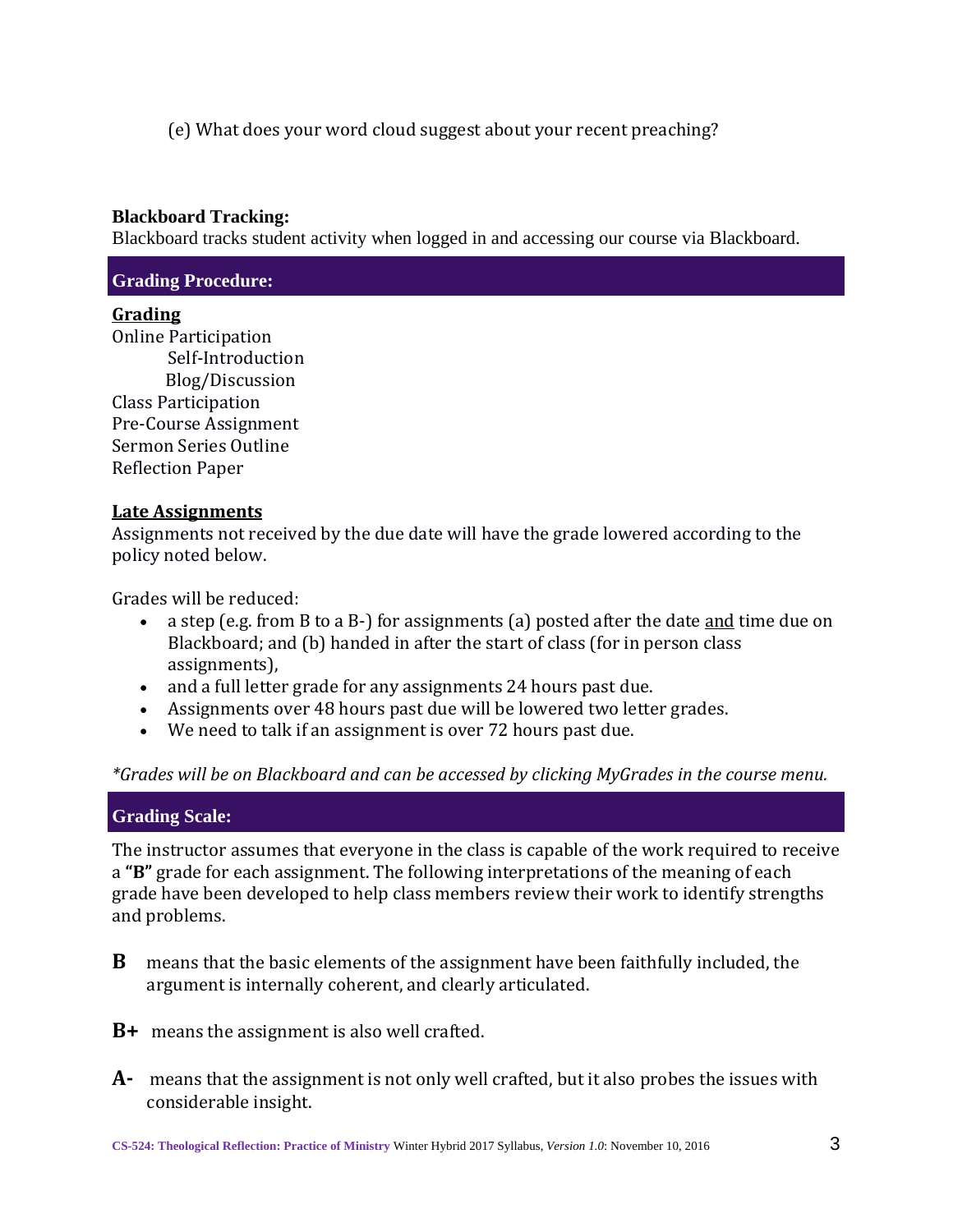(e) What does your word cloud suggest about your recent preaching?

**Blackboard Tracking:**

Blackboard tracks student activity when logged in and accessing our course via Blackboard.

## Grading Procedure:

**Grading**

Online Participation
- Self-Introduction
- Blog/Discussion

Class Participation
Pre-Course Assignment
Sermon Series Outline
Reflection Paper

**Late Assignments**

Assignments not received by the due date will have the grade lowered according to the policy noted below.

Grades will be reduced:

- a step (e.g. from B to a B-) for assignments (a) posted after the date and time due on Blackboard; and (b) handed in after the start of class (for in person class assignments),
- and a full letter grade for any assignments 24 hours past due.
- Assignments over 48 hours past due will be lowered two letter grades.
- We need to talk if an assignment is over 72 hours past due.

*\*Grades will be on Blackboard and can be accessed by clicking MyGrades in the course menu.*

## Grading Scale:

The instructor assumes that everyone in the class is capable of the work required to receive a **"B"** grade for each assignment. The following interpretations of the meaning of each grade have been developed to help class members review their work to identify strengths and problems.

**B** means that the basic elements of the assignment have been faithfully included, the argument is internally coherent, and clearly articulated.

**B+** means the assignment is also well crafted.

**A-** means that the assignment is not only well crafted, but it also probes the issues with considerable insight.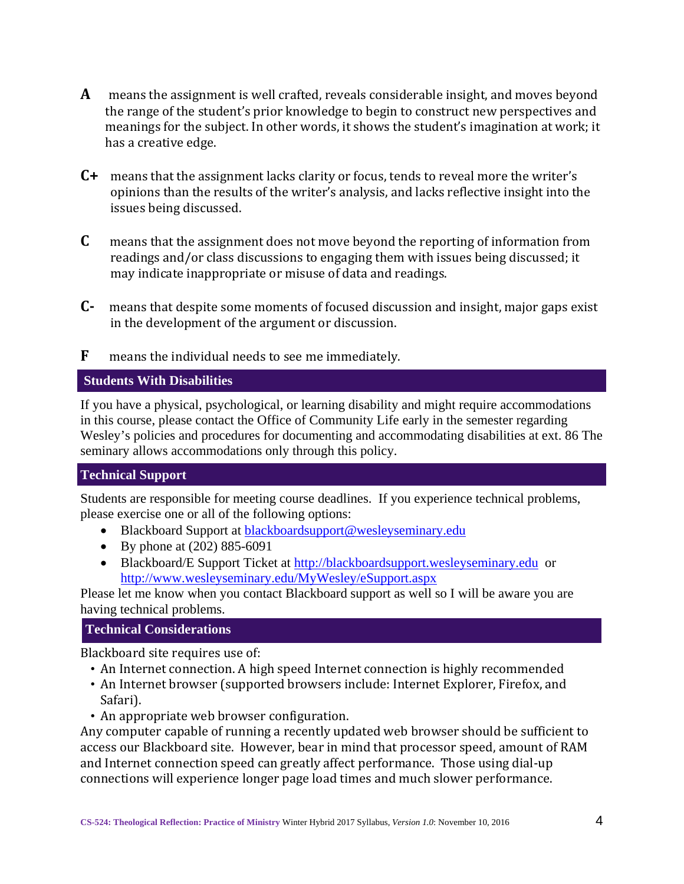**A** means the assignment is well crafted, reveals considerable insight, and moves beyond the range of the student's prior knowledge to begin to construct new perspectives and meanings for the subject. In other words, it shows the student's imagination at work; it has a creative edge.

**C+** means that the assignment lacks clarity or focus, tends to reveal more the writer's opinions than the results of the writer's analysis, and lacks reflective insight into the issues being discussed.

**C** means that the assignment does not move beyond the reporting of information from readings and/or class discussions to engaging them with issues being discussed; it may indicate inappropriate or misuse of data and readings.

**C-** means that despite some moments of focused discussion and insight, major gaps exist in the development of the argument or discussion.

**F** means the individual needs to see me immediately.

## Students With Disabilities

If you have a physical, psychological, or learning disability and might require accommodations in this course, please contact the Office of Community Life early in the semester regarding Wesley's policies and procedures for documenting and accommodating disabilities at ext. 86 The seminary allows accommodations only through this policy.

## Technical Support

Students are responsible for meeting course deadlines. If you experience technical problems, please exercise one or all of the following options:

- Blackboard Support at blackboardsupport@wesleyseminary.edu
- By phone at (202) 885-6091
- Blackboard/E Support Ticket at http://blackboardsupport.wesleyseminary.edu or http://www.wesleyseminary.edu/MyWesley/eSupport.aspx

Please let me know when you contact Blackboard support as well so I will be aware you are having technical problems.

## Technical Considerations

Blackboard site requires use of:

- An Internet connection. A high speed Internet connection is highly recommended
- An Internet browser (supported browsers include: Internet Explorer, Firefox, and Safari).
- An appropriate web browser configuration.

Any computer capable of running a recently updated web browser should be sufficient to access our Blackboard site. However, bear in mind that processor speed, amount of RAM and Internet connection speed can greatly affect performance. Those using dial-up connections will experience longer page load times and much slower performance.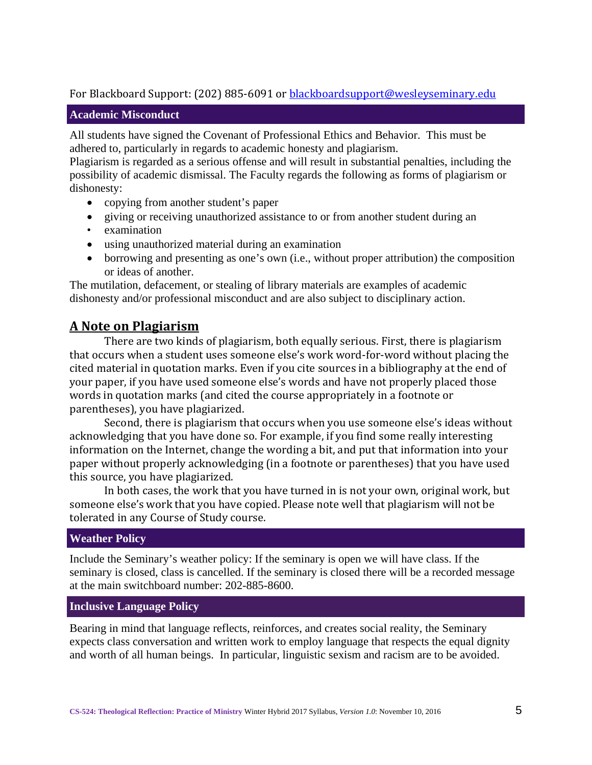For Blackboard Support: (202) 885-6091 or [blackboardsupport@wesleyseminary.edu](mailto:blackboardsupport@wesleyseminary.edu)

## Academic Misconduct

All students have signed the Covenant of Professional Ethics and Behavior. This must be adhered to, particularly in regards to academic honesty and plagiarism.
Plagiarism is regarded as a serious offense and will result in substantial penalties, including the possibility of academic dismissal. The Faculty regards the following as forms of plagiarism or dishonesty:

- copying from another student's paper
- giving or receiving unauthorized assistance to or from another student during an
- examination
- using unauthorized material during an examination
- borrowing and presenting as one's own (i.e., without proper attribution) the composition or ideas of another.

The mutilation, defacement, or stealing of library materials are examples of academic dishonesty and/or professional misconduct and are also subject to disciplinary action.

## A Note on Plagiarism

There are two kinds of plagiarism, both equally serious. First, there is plagiarism that occurs when a student uses someone else's work word-for-word without placing the cited material in quotation marks. Even if you cite sources in a bibliography at the end of your paper, if you have used someone else's words and have not properly placed those words in quotation marks (and cited the course appropriately in a footnote or parentheses), you have plagiarized.

Second, there is plagiarism that occurs when you use someone else's ideas without acknowledging that you have done so. For example, if you find some really interesting information on the Internet, change the wording a bit, and put that information into your paper without properly acknowledging (in a footnote or parentheses) that you have used this source, you have plagiarized.

In both cases, the work that you have turned in is not your own, original work, but someone else's work that you have copied. Please note well that plagiarism will not be tolerated in any Course of Study course.

## Weather Policy

Include the Seminary's weather policy: If the seminary is open we will have class. If the seminary is closed, class is cancelled. If the seminary is closed there will be a recorded message at the main switchboard number: 202-885-8600.

## Inclusive Language Policy

Bearing in mind that language reflects, reinforces, and creates social reality, the Seminary expects class conversation and written work to employ language that respects the equal dignity and worth of all human beings. In particular, linguistic sexism and racism are to be avoided.